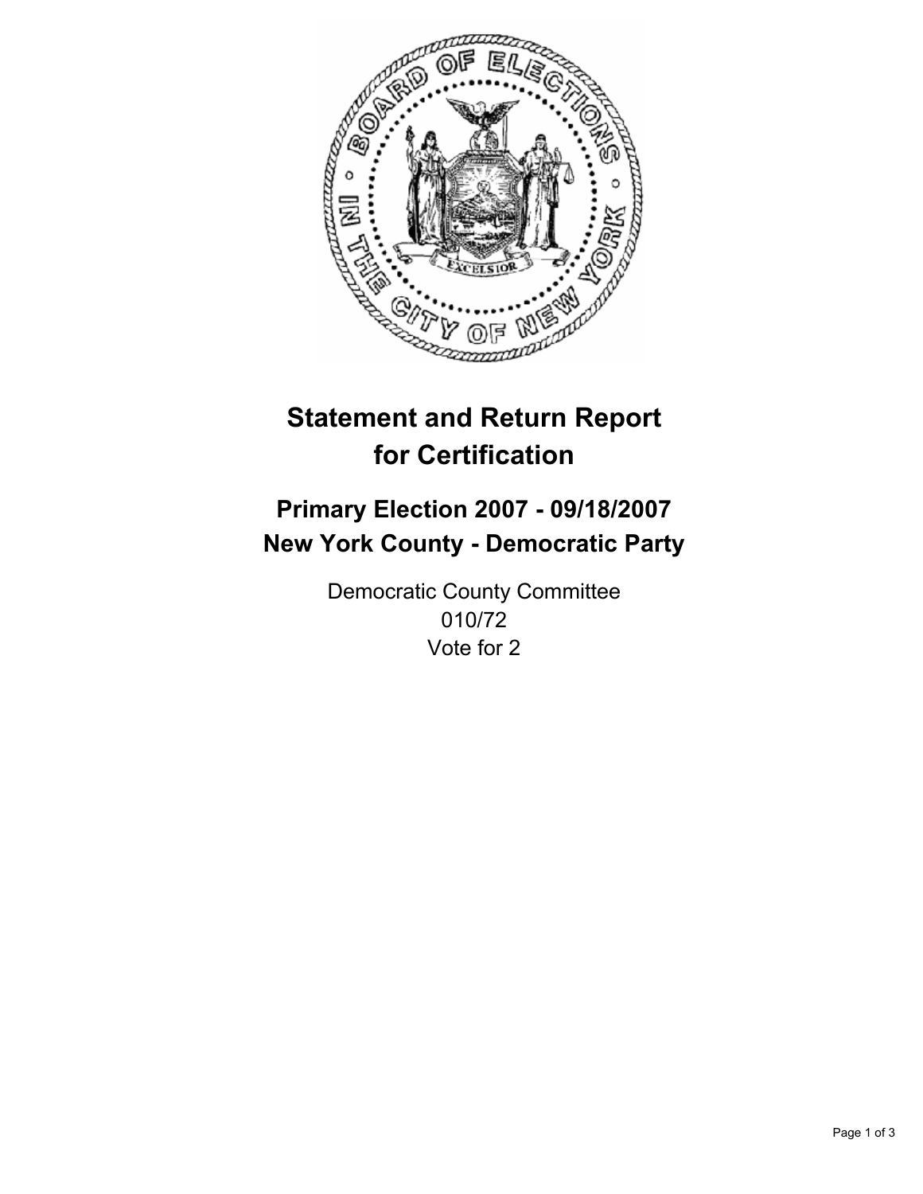# Statement and Return Report for Certification

## Primary Election 2007 - 09/18/2007
## New York County - Democratic Party

Democratic County Committee
010/72
Vote for 2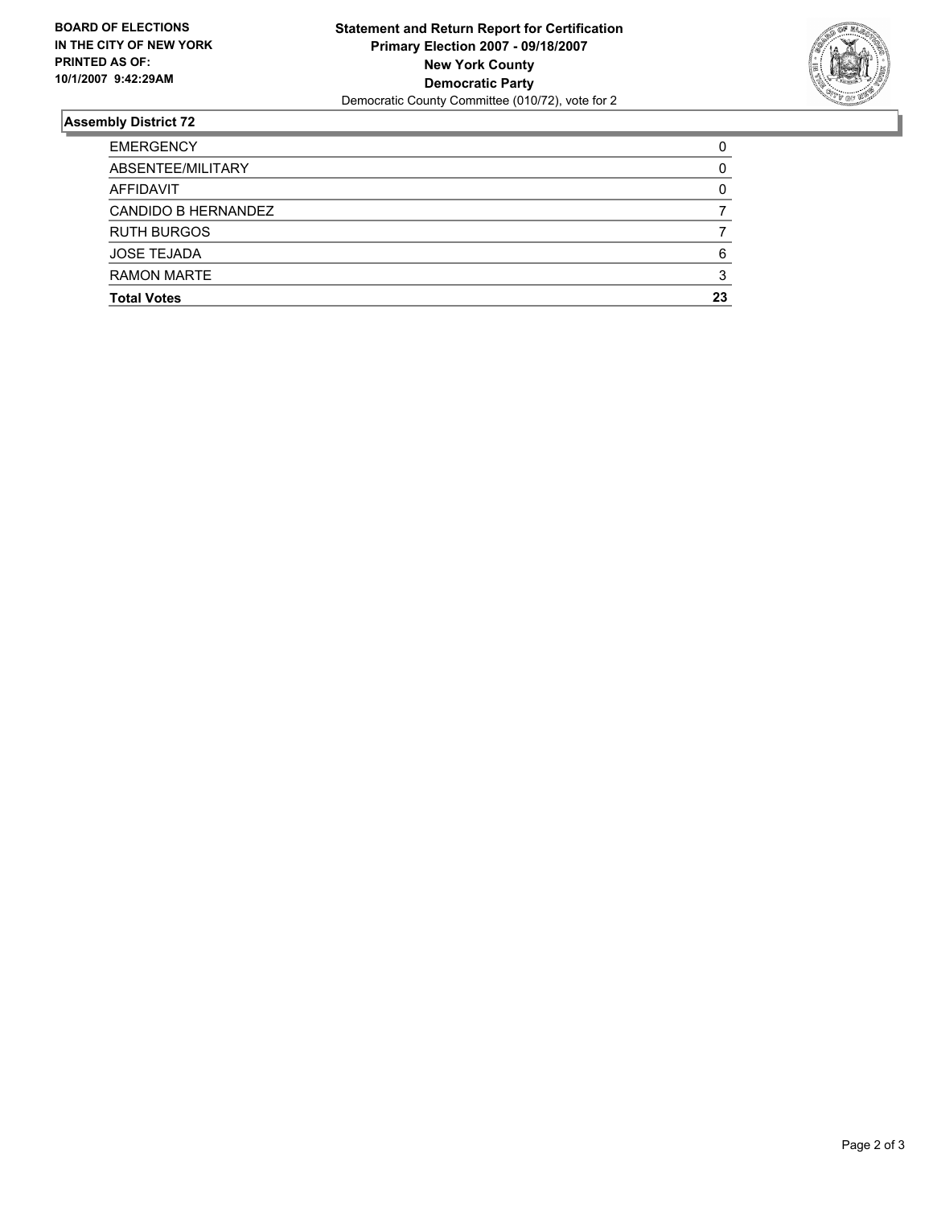**BOARD OF ELECTIONS IN THE CITY OF NEW YORK PRINTED AS OF: 10/1/2007 9:42:29AM**

**Statement and Return Report for Certification**
**Primary Election 2007 - 09/18/2007**
**New York County**
**Democratic Party**
Democratic County Committee (010/72), vote for 2

## Assembly District 72

| | |
|---|---|
| EMERGENCY | 0 |
| ABSENTEE/MILITARY | 0 |
| AFFIDAVIT | 0 |
| CANDIDO B HERNANDEZ | 7 |
| RUTH BURGOS | 7 |
| JOSE TEJADA | 6 |
| RAMON MARTE | 3 |
| **Total Votes** | **23** |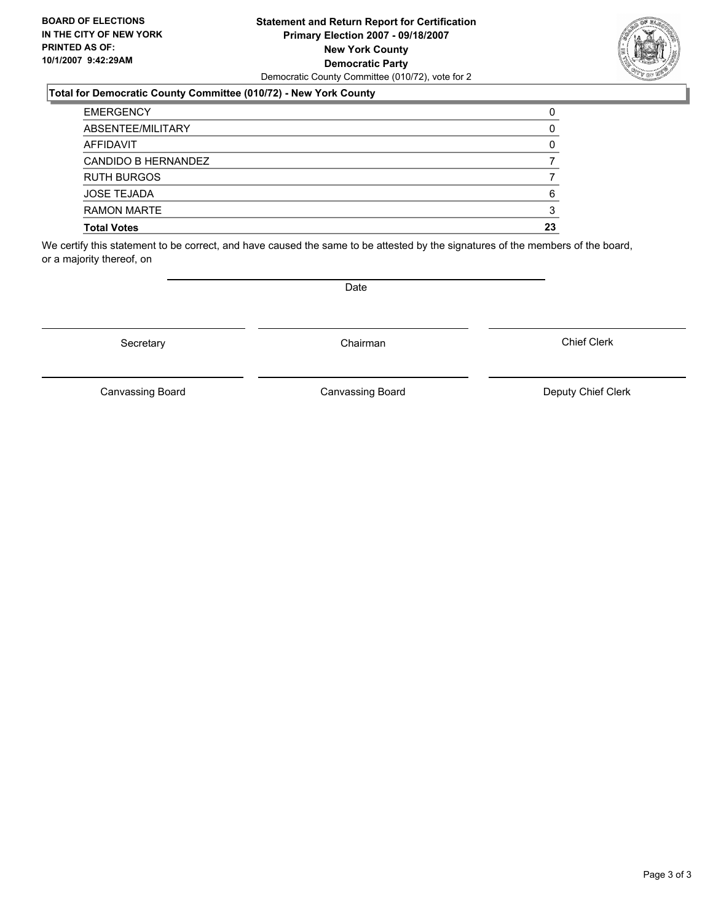**BOARD OF ELECTIONS IN THE CITY OF NEW YORK PRINTED AS OF: 10/1/2007 9:42:29AM**

**Statement and Return Report for Certification**
**Primary Election 2007 - 09/18/2007**
**New York County**
**Democratic Party**
Democratic County Committee (010/72), vote for 2

### Total for Democratic County Committee (010/72) - New York County

| | |
|---|---|
| EMERGENCY | 0 |
| ABSENTEE/MILITARY | 0 |
| AFFIDAVIT | 0 |
| CANDIDO B HERNANDEZ | 7 |
| RUTH BURGOS | 7 |
| JOSE TEJADA | 6 |
| RAMON MARTE | 3 |
| **Total Votes** | **23** |

We certify this statement to be correct, and have caused the same to be attested by the signatures of the members of the board, or a majority thereof, on

Date

Secretary

Chairman

Chief Clerk

Canvassing Board

Canvassing Board

Deputy Chief Clerk